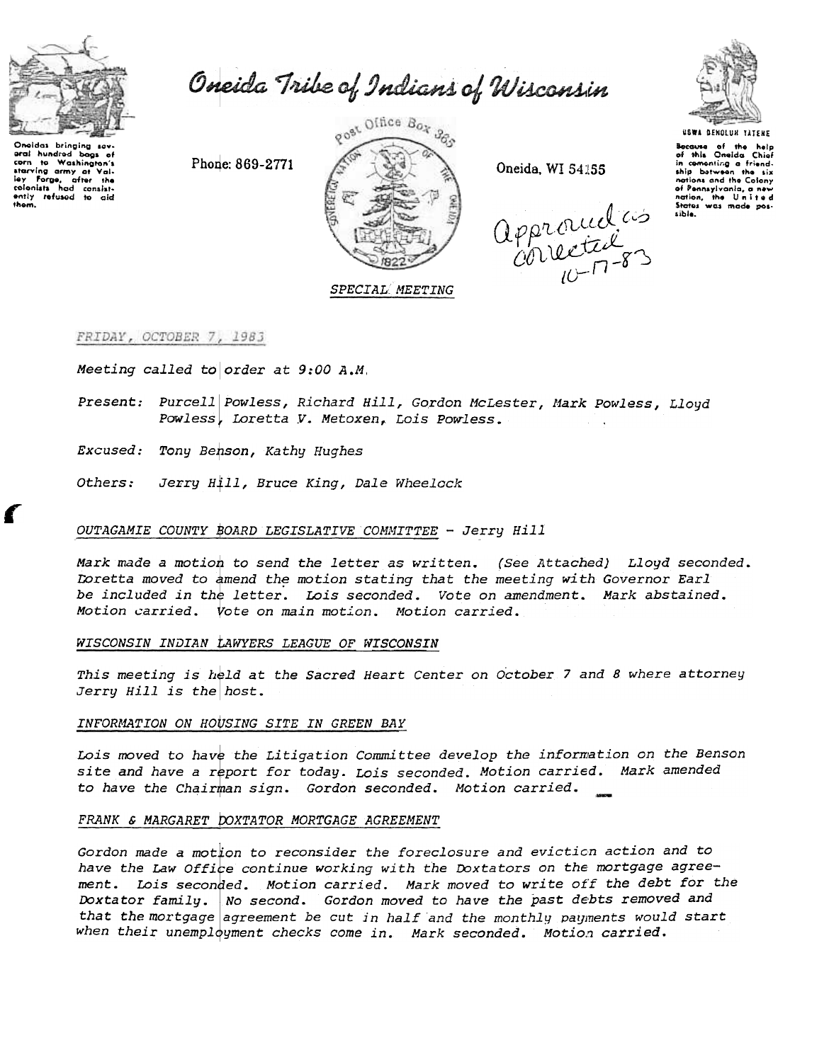# Oneida Tribe of Indians of Wisconsin

Oneidas bringing several hundred bags of corn to Washington's starving army at Valley Forge, after the colonists had consistently refused to aid them.

Phone: 869-2771

Post Office Box 365

Oneida, WI 54155

UGWA DENOLUH YATEHE

Because of the help of this Oneida Chief in cementing a friendship between the six nations and the Colony of Pennsylvania, a new nation, the United States was made possible.

Approved as corrected 10-17-83

*SPECIAL MEETING*

*FRIDAY, OCTOBER 7, 1983*

*Meeting called to order at 9:00 A.M.*

*Present: Purcell Powless, Richard Hill, Gordon McLester, Mark Powless, Lloyd Powless, Loretta V. Metoxen, Lois Powless.*

*Excused: Tony Benson, Kathy Hughes*

*Others: Jerry Hill, Bruce King, Dale Wheelock*

*OUTAGAMIE COUNTY BOARD LEGISLATIVE COMMITTEE - Jerry Hill*

*Mark made a motion to send the letter as written. (See Attached) Lloyd seconded. Loretta moved to amend the motion stating that the meeting with Governor Earl be included in the letter. Lois seconded. Vote on amendment. Mark abstained. Motion carried. Vote on main motion. Motion carried.*

*WISCONSIN INDIAN LAWYERS LEAGUE OF WISCONSIN*

*This meeting is held at the Sacred Heart Center on October 7 and 8 where attorney Jerry Hill is the host.*

*INFORMATION ON HOUSING SITE IN GREEN BAY*

*Lois moved to have the Litigation Committee develop the information on the Benson site and have a report for today. Lois seconded. Motion carried. Mark amended to have the Chairman sign. Gordon seconded. Motion carried.*

*FRANK & MARGARET DOXTATOR MORTGAGE AGREEMENT*

*Gordon made a motion to reconsider the foreclosure and eviction action and to have the Law Office continue working with the Doxtators on the mortgage agreement. Lois seconded. Motion carried. Mark moved to write off the debt for the Doxtator family. No second. Gordon moved to have the past debts removed and that the mortgage agreement be cut in half and the monthly payments would start when their unemployment checks come in. Mark seconded. Motion carried.*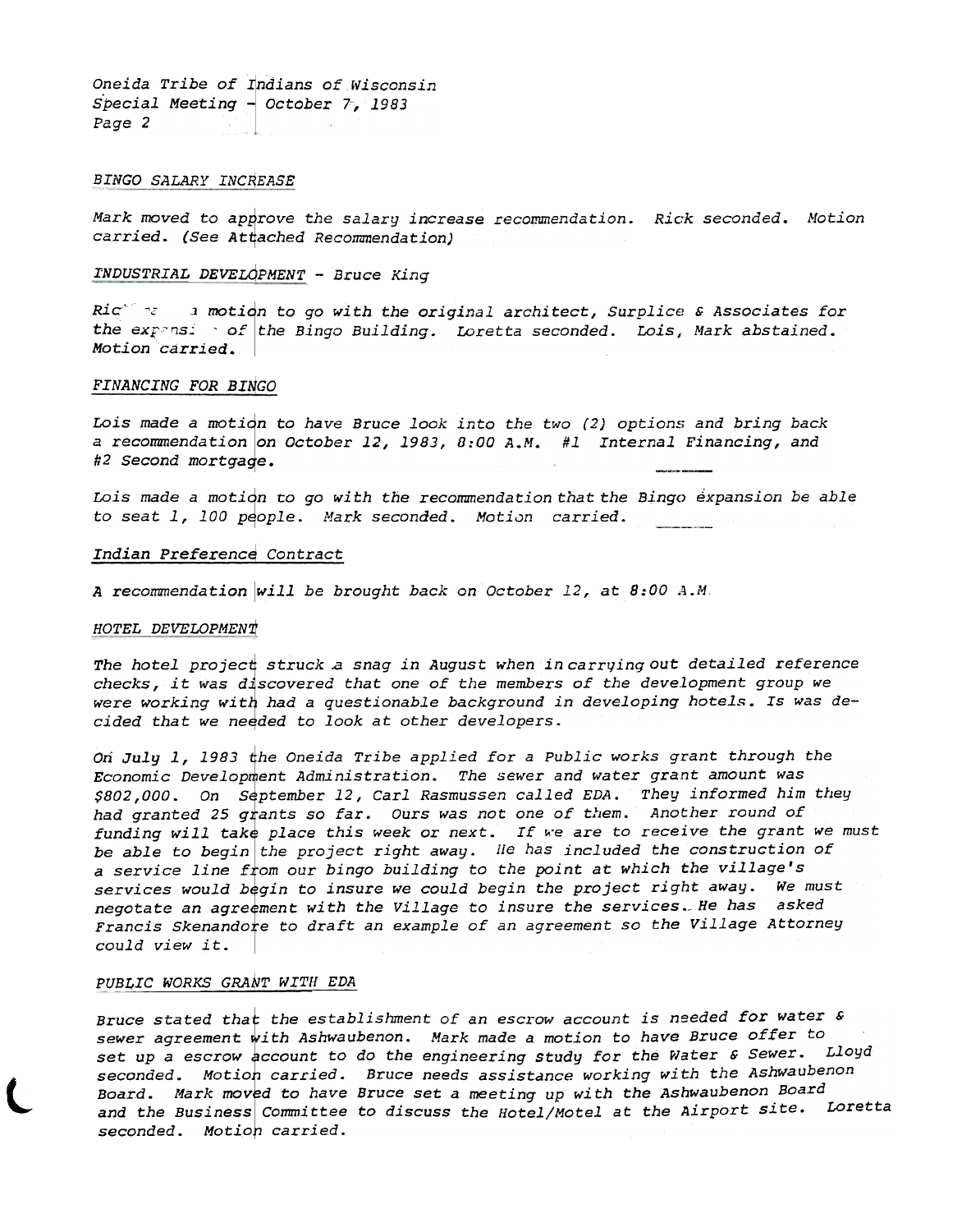Oneida Tribe of Indians of Wisconsin
Special Meeting - October 7, 1983
Page 2

*BINGO SALARY INCREASE*

*Mark moved to approve the salary increase recommendation. Rick seconded. Motion carried. (See Attached Recommendation)*

*INDUSTRIAL DEVELOPMENT - Bruce King*

*Ric made a motion to go with the original architect, Surplice & Associates for the expansion of the Bingo Building. Loretta seconded. Lois, Mark abstained. Motion carried.*

*FINANCING FOR BINGO*

*Lois made a motion to have Bruce look into the two (2) options and bring back a recommendation on October 12, 1983, 8:00 A.M. #1 Internal Financing, and #2 Second mortgage.*

*Lois made a motion to go with the recommendation that the Bingo expansion be able to seat 1, 100 people. Mark seconded. Motion carried.*

*Indian Preference Contract*

*A recommendation will be brought back on October 12, at 8:00 A.M.*

*HOTEL DEVELOPMENT*

*The hotel project struck a snag in August when in carrying out detailed reference checks, it was discovered that one of the members of the development group we were working with had a questionable background in developing hotels. Is was decided that we needed to look at other developers.*

*On July 1, 1983 the Oneida Tribe applied for a Public works grant through the Economic Development Administration. The sewer and water grant amount was $802,000. On September 12, Carl Rasmussen called EDA. They informed him they had granted 25 grants so far. Ours was not one of them. Another round of funding will take place this week or next. If we are to receive the grant we must be able to begin the project right away. He has included the construction of a service line from our bingo building to the point at which the village's services would begin to insure we could begin the project right away. We must negotate an agreement with the Village to insure the services. He has asked Francis Skenandore to draft an example of an agreement so the Village Attorney could view it.*

*PUBLIC WORKS GRANT WITH EDA*

*Bruce stated that the establishment of an escrow account is needed for water & sewer agreement with Ashwaubenon. Mark made a motion to have Bruce offer to set up a escrow account to do the engineering study for the Water & Sewer. Lloyd seconded. Motion carried. Bruce needs assistance working with the Ashwaubenon Board. Mark moved to have Bruce set a meeting up with the Ashwaubenon Board and the Business Committee to discuss the Hotel/Motel at the Airport site. Loretta seconded. Motion carried.*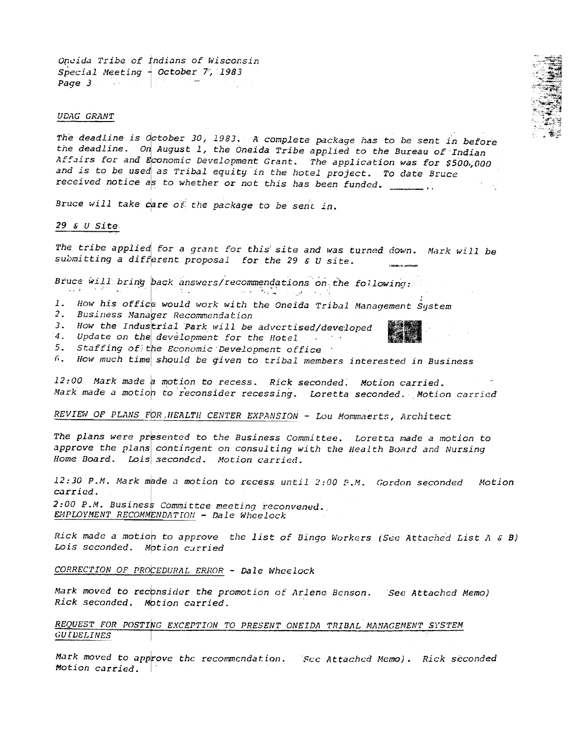*Oneida Tribe of Indians of Wisconsin*
*Special Meeting - October 7, 1983*
*Page 3*

*UDAG GRANT*

*The deadline is October 30, 1983. A complete package has to be sent in before the deadline. On August 1, the Oneida Tribe applied to the Bureau of Indian Affairs for and Economic Development Grant. The application was for $500,000 and is to be used as Tribal equity in the hotel project. To date Bruce received notice as to whether or not this has been funded.*

*Bruce will take care of the package to be sent in.*

*29 & U Site*

*The tribe applied for a grant for this site and was turned down. Mark will be submitting a different proposal for the 29 & U site.*

*Bruce will bring back answers/recommendations on the following:*

1. *How his office would work with the Oneida Tribal Management System*
2. *Business Manager Recommendation*
3. *How the Industrial Park will be advertised/developed*
4. *Update on the development for the Hotel*
5. *Staffing of the Economic Development office*
6. *How much time should be given to tribal members interested in Business*

*12:00 Mark made a motion to recess. Rick seconded. Motion carried. Mark made a motion to reconsider recessing. Loretta seconded. Motion carried*

*REVIEW OF PLANS FOR HEALTH CENTER EXPANSION - Lou Mommaerts, Architect*

*The plans were presented to the Business Committee. Loretta made a motion to approve the plans contingent on consulting with the Health Board and Nursing Home Board. Lois seconded. Motion carried.*

*12:30 P.M. Mark made a motion to recess until 2:00 P.M. Gordon seconded Motion carried.*

*2:00 P.M. Business Committee meeting reconvened.*

*EMPLOYMENT RECOMMENDATION - Dale Wheelock*

*Rick made a motion to approve the list of Bingo Workers (See Attached List A & B) Lois seconded. Motion carried*

*CORRECTION OF PROCEDURAL ERROR - Dale Wheelock*

*Mark moved to reconsider the promotion of Arlene Benson. (See Attached Memo) Rick seconded. Motion carried.*

*REQUEST FOR POSTING EXCEPTION TO PRESENT ONEIDA TRIBAL MANAGEMENT SYSTEM GUIDELINES*

*Mark moved to approve the recommendation. (See Attached Memo). Rick seconded Motion carried.*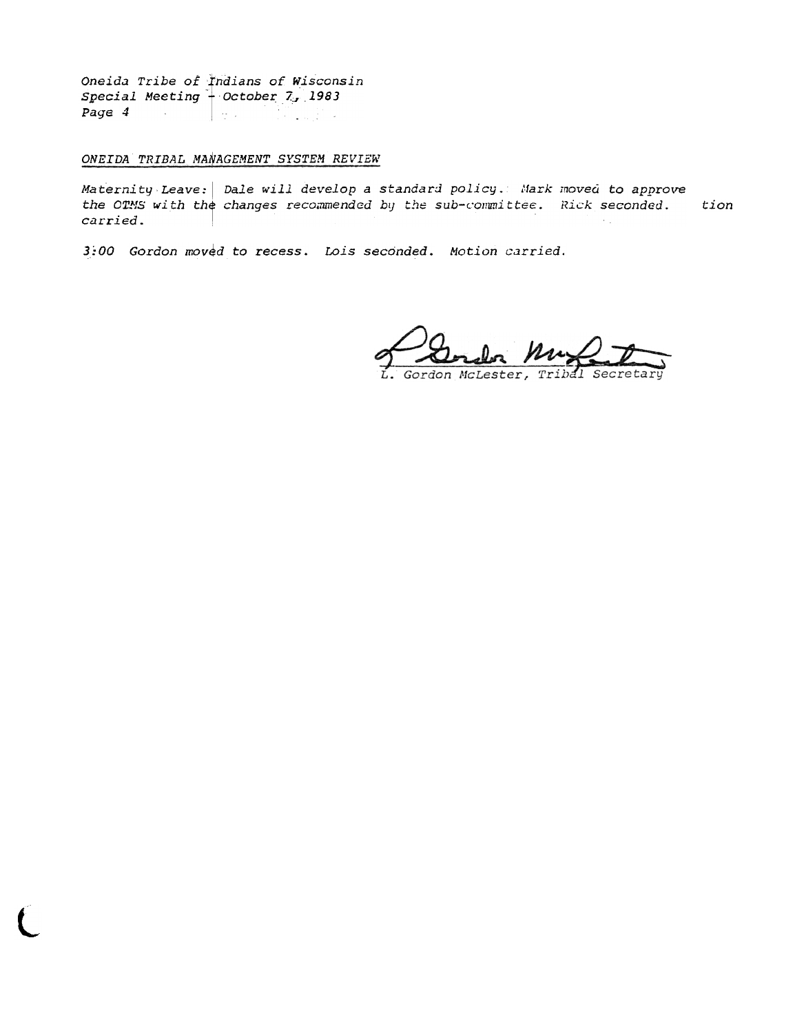ONEIDA TRIBAL MANAGEMENT SYSTEM REVIEW

Maternity Leave: Dale will develop a standard policy. Mark moved to approve the OTMS with the changes recommended by the sub-committee. Rick seconded. tion carried.

3:00 Gordon moved to recess. Lois seconded. Motion carried.

L. Gordon McLester, Tribal Secretary